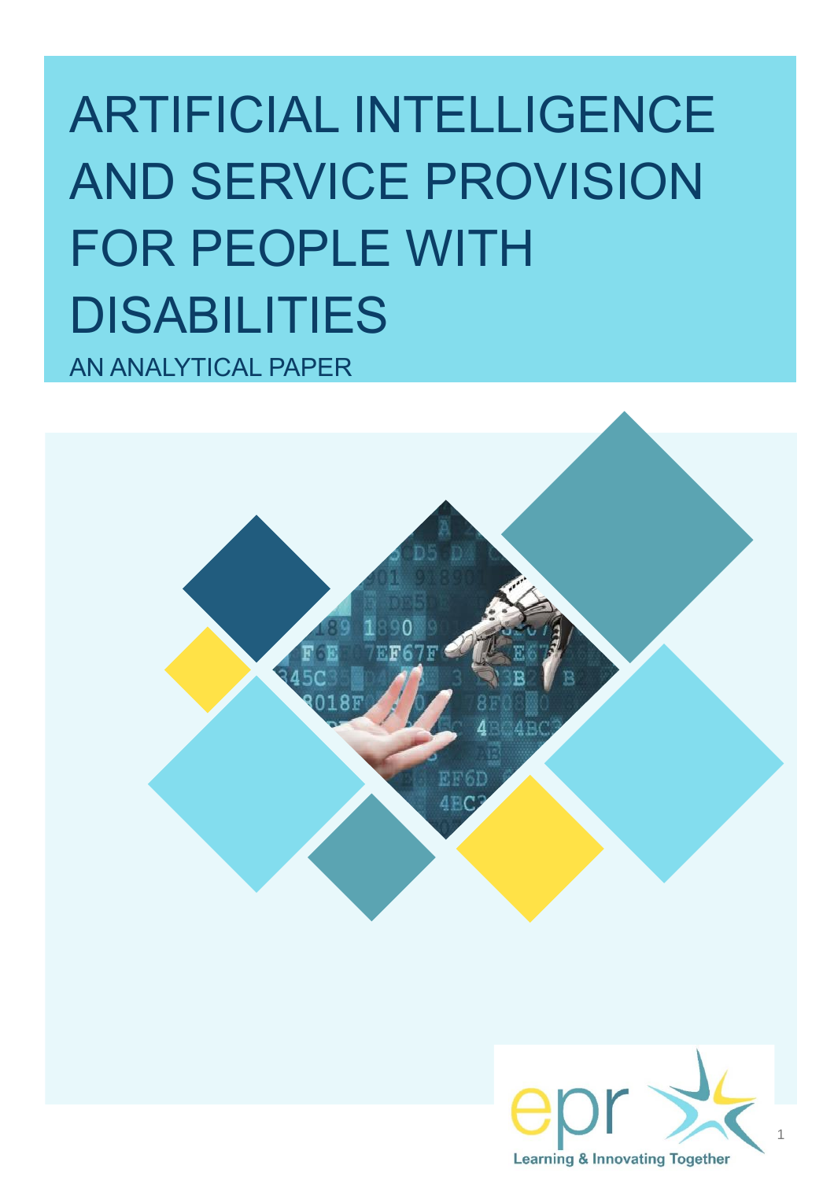# ARTIFICIAL INTELLIGENCE AND SERVICE PROVISION FOR PEOPLE WITH DISABILITIES

AN ANALYTICAL PAPER

epr

Learning & Innovating Together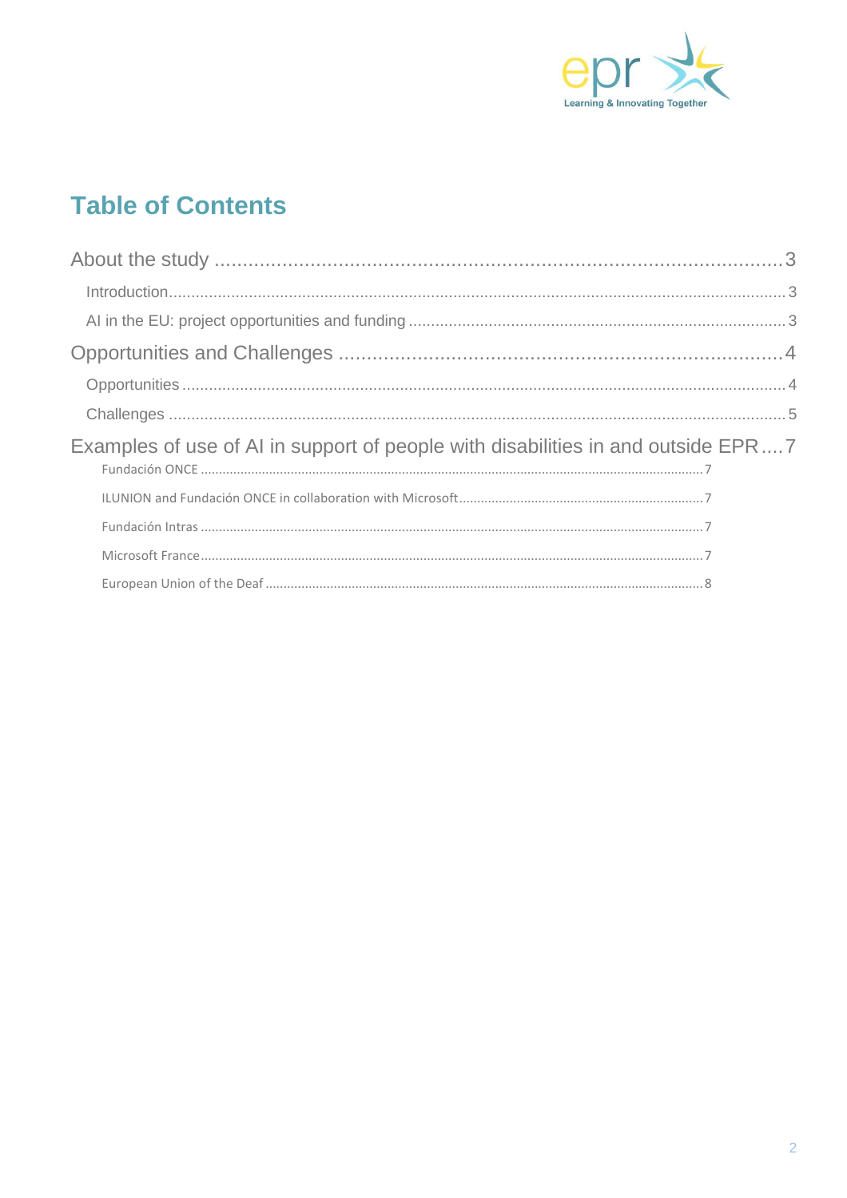# Table of Contents

About the study .......... 3

- Introduction .......... 3
- AI in the EU: project opportunities and funding .......... 3

Opportunities and Challenges .......... 4

- Opportunities .......... 4
- Challenges .......... 5

Examples of use of AI in support of people with disabilities in and outside EPR .......... 7

- Fundación ONCE .......... 7
- ILUNION and Fundación ONCE in collaboration with Microsoft .......... 7
- Fundación Intras .......... 7
- Microsoft France .......... 7
- European Union of the Deaf .......... 8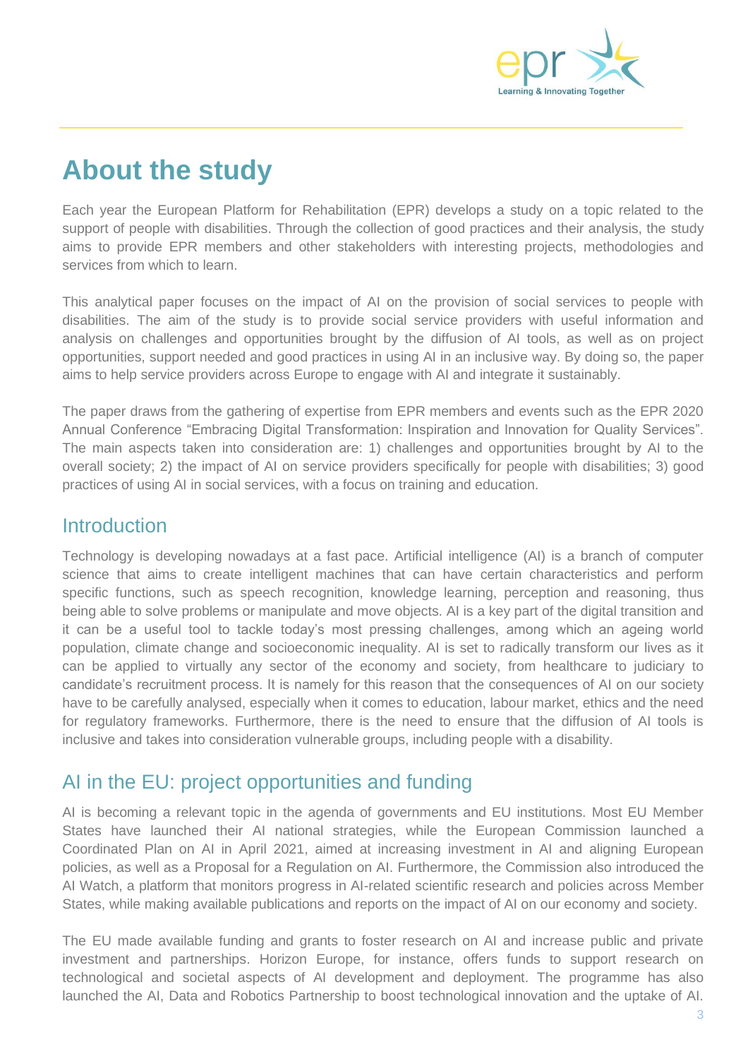# About the study

Each year the European Platform for Rehabilitation (EPR) develops a study on a topic related to the support of people with disabilities. Through the collection of good practices and their analysis, the study aims to provide EPR members and other stakeholders with interesting projects, methodologies and services from which to learn.

This analytical paper focuses on the impact of AI on the provision of social services to people with disabilities. The aim of the study is to provide social service providers with useful information and analysis on challenges and opportunities brought by the diffusion of AI tools, as well as on project opportunities, support needed and good practices in using AI in an inclusive way. By doing so, the paper aims to help service providers across Europe to engage with AI and integrate it sustainably.

The paper draws from the gathering of expertise from EPR members and events such as the EPR 2020 Annual Conference "Embracing Digital Transformation: Inspiration and Innovation for Quality Services". The main aspects taken into consideration are: 1) challenges and opportunities brought by AI to the overall society; 2) the impact of AI on service providers specifically for people with disabilities; 3) good practices of using AI in social services, with a focus on training and education.

## Introduction

Technology is developing nowadays at a fast pace. Artificial intelligence (AI) is a branch of computer science that aims to create intelligent machines that can have certain characteristics and perform specific functions, such as speech recognition, knowledge learning, perception and reasoning, thus being able to solve problems or manipulate and move objects. AI is a key part of the digital transition and it can be a useful tool to tackle today's most pressing challenges, among which an ageing world population, climate change and socioeconomic inequality. AI is set to radically transform our lives as it can be applied to virtually any sector of the economy and society, from healthcare to judiciary to candidate's recruitment process. It is namely for this reason that the consequences of AI on our society have to be carefully analysed, especially when it comes to education, labour market, ethics and the need for regulatory frameworks. Furthermore, there is the need to ensure that the diffusion of AI tools is inclusive and takes into consideration vulnerable groups, including people with a disability.

## AI in the EU: project opportunities and funding

AI is becoming a relevant topic in the agenda of governments and EU institutions. Most EU Member States have launched their AI national strategies, while the European Commission launched a Coordinated Plan on AI in April 2021, aimed at increasing investment in AI and aligning European policies, as well as a Proposal for a Regulation on AI. Furthermore, the Commission also introduced the AI Watch, a platform that monitors progress in AI-related scientific research and policies across Member States, while making available publications and reports on the impact of AI on our economy and society.

The EU made available funding and grants to foster research on AI and increase public and private investment and partnerships. Horizon Europe, for instance, offers funds to support research on technological and societal aspects of AI development and deployment. The programme has also launched the AI, Data and Robotics Partnership to boost technological innovation and the uptake of AI.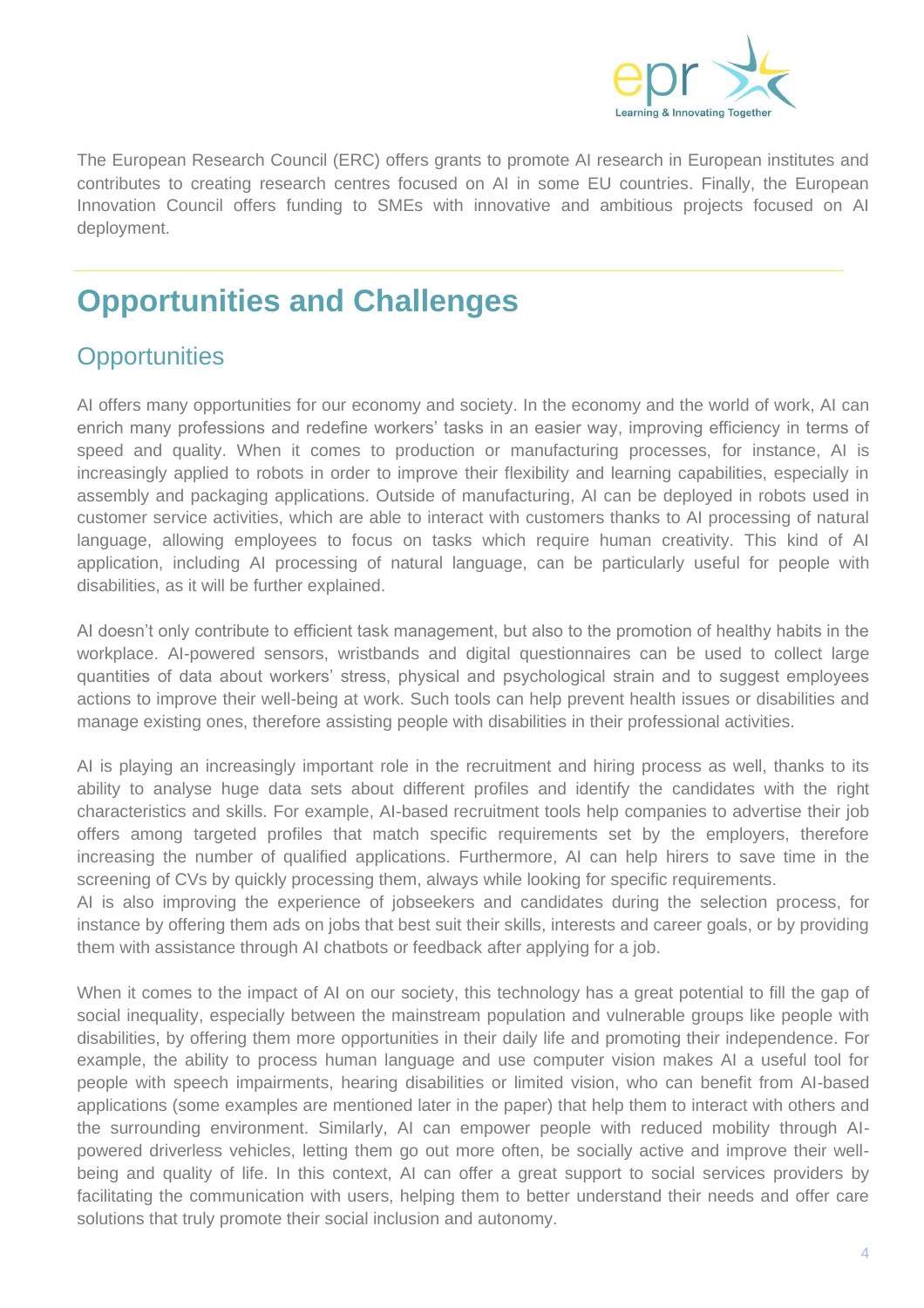The European Research Council (ERC) offers grants to promote AI research in European institutes and contributes to creating research centres focused on AI in some EU countries. Finally, the European Innovation Council offers funding to SMEs with innovative and ambitious projects focused on AI deployment.

# Opportunities and Challenges

## Opportunities

AI offers many opportunities for our economy and society. In the economy and the world of work, AI can enrich many professions and redefine workers' tasks in an easier way, improving efficiency in terms of speed and quality. When it comes to production or manufacturing processes, for instance, AI is increasingly applied to robots in order to improve their flexibility and learning capabilities, especially in assembly and packaging applications. Outside of manufacturing, AI can be deployed in robots used in customer service activities, which are able to interact with customers thanks to AI processing of natural language, allowing employees to focus on tasks which require human creativity. This kind of AI application, including AI processing of natural language, can be particularly useful for people with disabilities, as it will be further explained.

AI doesn't only contribute to efficient task management, but also to the promotion of healthy habits in the workplace. AI-powered sensors, wristbands and digital questionnaires can be used to collect large quantities of data about workers' stress, physical and psychological strain and to suggest employees actions to improve their well-being at work. Such tools can help prevent health issues or disabilities and manage existing ones, therefore assisting people with disabilities in their professional activities.

AI is playing an increasingly important role in the recruitment and hiring process as well, thanks to its ability to analyse huge data sets about different profiles and identify the candidates with the right characteristics and skills. For example, AI-based recruitment tools help companies to advertise their job offers among targeted profiles that match specific requirements set by the employers, therefore increasing the number of qualified applications. Furthermore, AI can help hirers to save time in the screening of CVs by quickly processing them, always while looking for specific requirements.
AI is also improving the experience of jobseekers and candidates during the selection process, for instance by offering them ads on jobs that best suit their skills, interests and career goals, or by providing them with assistance through AI chatbots or feedback after applying for a job.

When it comes to the impact of AI on our society, this technology has a great potential to fill the gap of social inequality, especially between the mainstream population and vulnerable groups like people with disabilities, by offering them more opportunities in their daily life and promoting their independence. For example, the ability to process human language and use computer vision makes AI a useful tool for people with speech impairments, hearing disabilities or limited vision, who can benefit from AI-based applications (some examples are mentioned later in the paper) that help them to interact with others and the surrounding environment. Similarly, AI can empower people with reduced mobility through AI-powered driverless vehicles, letting them go out more often, be socially active and improve their well-being and quality of life. In this context, AI can offer a great support to social services providers by facilitating the communication with users, helping them to better understand their needs and offer care solutions that truly promote their social inclusion and autonomy.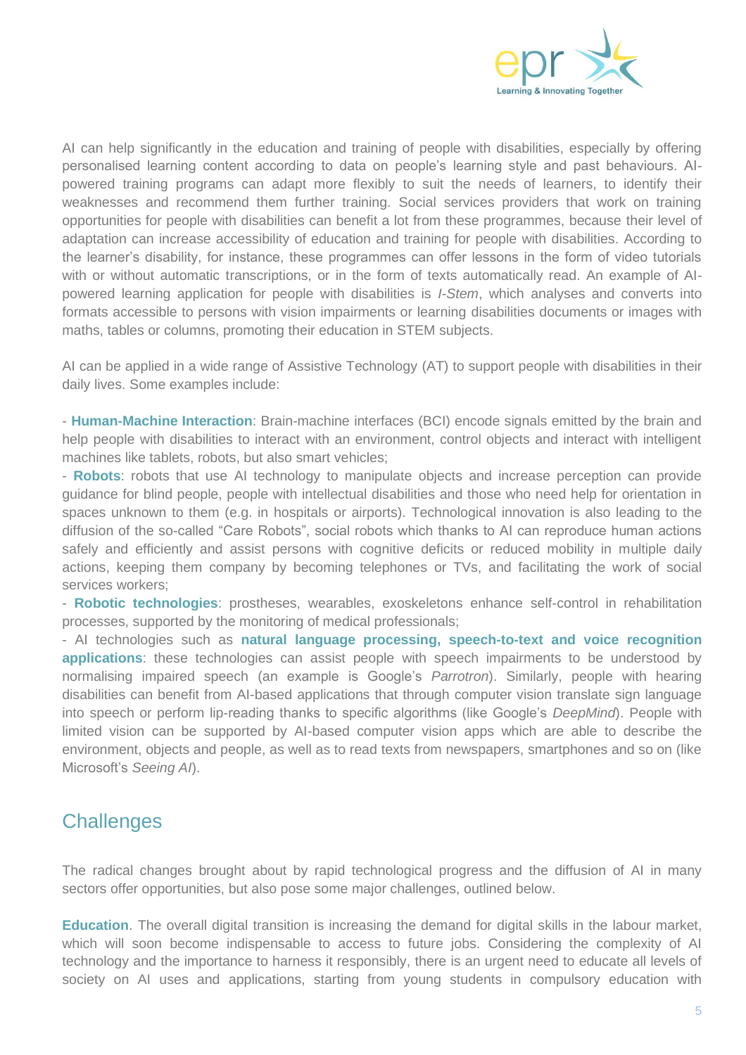AI can help significantly in the education and training of people with disabilities, especially by offering personalised learning content according to data on people's learning style and past behaviours. AI-powered training programs can adapt more flexibly to suit the needs of learners, to identify their weaknesses and recommend them further training. Social services providers that work on training opportunities for people with disabilities can benefit a lot from these programmes, because their level of adaptation can increase accessibility of education and training for people with disabilities. According to the learner's disability, for instance, these programmes can offer lessons in the form of video tutorials with or without automatic transcriptions, or in the form of texts automatically read. An example of AI-powered learning application for people with disabilities is *I-Stem*, which analyses and converts into formats accessible to persons with vision impairments or learning disabilities documents or images with maths, tables or columns, promoting their education in STEM subjects.

AI can be applied in a wide range of Assistive Technology (AT) to support people with disabilities in their daily lives. Some examples include:

- **Human-Machine Interaction**: Brain-machine interfaces (BCI) encode signals emitted by the brain and help people with disabilities to interact with an environment, control objects and interact with intelligent machines like tablets, robots, but also smart vehicles;
- **Robots**: robots that use AI technology to manipulate objects and increase perception can provide guidance for blind people, people with intellectual disabilities and those who need help for orientation in spaces unknown to them (e.g. in hospitals or airports). Technological innovation is also leading to the diffusion of the so-called "Care Robots", social robots which thanks to AI can reproduce human actions safely and efficiently and assist persons with cognitive deficits or reduced mobility in multiple daily actions, keeping them company by becoming telephones or TVs, and facilitating the work of social services workers;
- **Robotic technologies**: prostheses, wearables, exoskeletons enhance self-control in rehabilitation processes, supported by the monitoring of medical professionals;
- AI technologies such as **natural language processing, speech-to-text and voice recognition applications**: these technologies can assist people with speech impairments to be understood by normalising impaired speech (an example is Google's *Parrotron*). Similarly, people with hearing disabilities can benefit from AI-based applications that through computer vision translate sign language into speech or perform lip-reading thanks to specific algorithms (like Google's *DeepMind*). People with limited vision can be supported by AI-based computer vision apps which are able to describe the environment, objects and people, as well as to read texts from newspapers, smartphones and so on (like Microsoft's *Seeing AI*).

## Challenges

The radical changes brought about by rapid technological progress and the diffusion of AI in many sectors offer opportunities, but also pose some major challenges, outlined below.

**Education**. The overall digital transition is increasing the demand for digital skills in the labour market, which will soon become indispensable to access to future jobs. Considering the complexity of AI technology and the importance to harness it responsibly, there is an urgent need to educate all levels of society on AI uses and applications, starting from young students in compulsory education with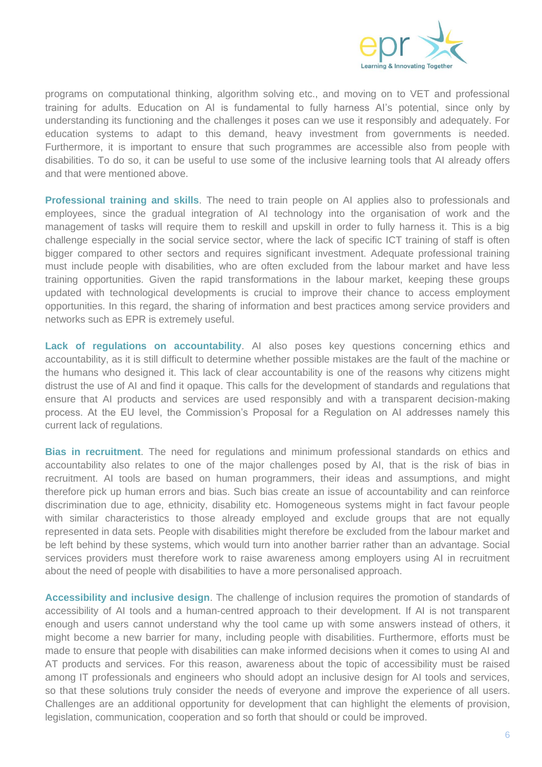programs on computational thinking, algorithm solving etc., and moving on to VET and professional training for adults. Education on AI is fundamental to fully harness AI's potential, since only by understanding its functioning and the challenges it poses can we use it responsibly and adequately. For education systems to adapt to this demand, heavy investment from governments is needed. Furthermore, it is important to ensure that such programmes are accessible also from people with disabilities. To do so, it can be useful to use some of the inclusive learning tools that AI already offers and that were mentioned above.

**Professional training and skills**. The need to train people on AI applies also to professionals and employees, since the gradual integration of AI technology into the organisation of work and the management of tasks will require them to reskill and upskill in order to fully harness it. This is a big challenge especially in the social service sector, where the lack of specific ICT training of staff is often bigger compared to other sectors and requires significant investment. Adequate professional training must include people with disabilities, who are often excluded from the labour market and have less training opportunities. Given the rapid transformations in the labour market, keeping these groups updated with technological developments is crucial to improve their chance to access employment opportunities. In this regard, the sharing of information and best practices among service providers and networks such as EPR is extremely useful.

**Lack of regulations on accountability**. AI also poses key questions concerning ethics and accountability, as it is still difficult to determine whether possible mistakes are the fault of the machine or the humans who designed it. This lack of clear accountability is one of the reasons why citizens might distrust the use of AI and find it opaque. This calls for the development of standards and regulations that ensure that AI products and services are used responsibly and with a transparent decision-making process. At the EU level, the Commission's Proposal for a Regulation on AI addresses namely this current lack of regulations.

**Bias in recruitment**. The need for regulations and minimum professional standards on ethics and accountability also relates to one of the major challenges posed by AI, that is the risk of bias in recruitment. AI tools are based on human programmers, their ideas and assumptions, and might therefore pick up human errors and bias. Such bias create an issue of accountability and can reinforce discrimination due to age, ethnicity, disability etc. Homogeneous systems might in fact favour people with similar characteristics to those already employed and exclude groups that are not equally represented in data sets. People with disabilities might therefore be excluded from the labour market and be left behind by these systems, which would turn into another barrier rather than an advantage. Social services providers must therefore work to raise awareness among employers using AI in recruitment about the need of people with disabilities to have a more personalised approach.

**Accessibility and inclusive design**. The challenge of inclusion requires the promotion of standards of accessibility of AI tools and a human-centred approach to their development. If AI is not transparent enough and users cannot understand why the tool came up with some answers instead of others, it might become a new barrier for many, including people with disabilities. Furthermore, efforts must be made to ensure that people with disabilities can make informed decisions when it comes to using AI and AT products and services. For this reason, awareness about the topic of accessibility must be raised among IT professionals and engineers who should adopt an inclusive design for AI tools and services, so that these solutions truly consider the needs of everyone and improve the experience of all users. Challenges are an additional opportunity for development that can highlight the elements of provision, legislation, communication, cooperation and so forth that should or could be improved.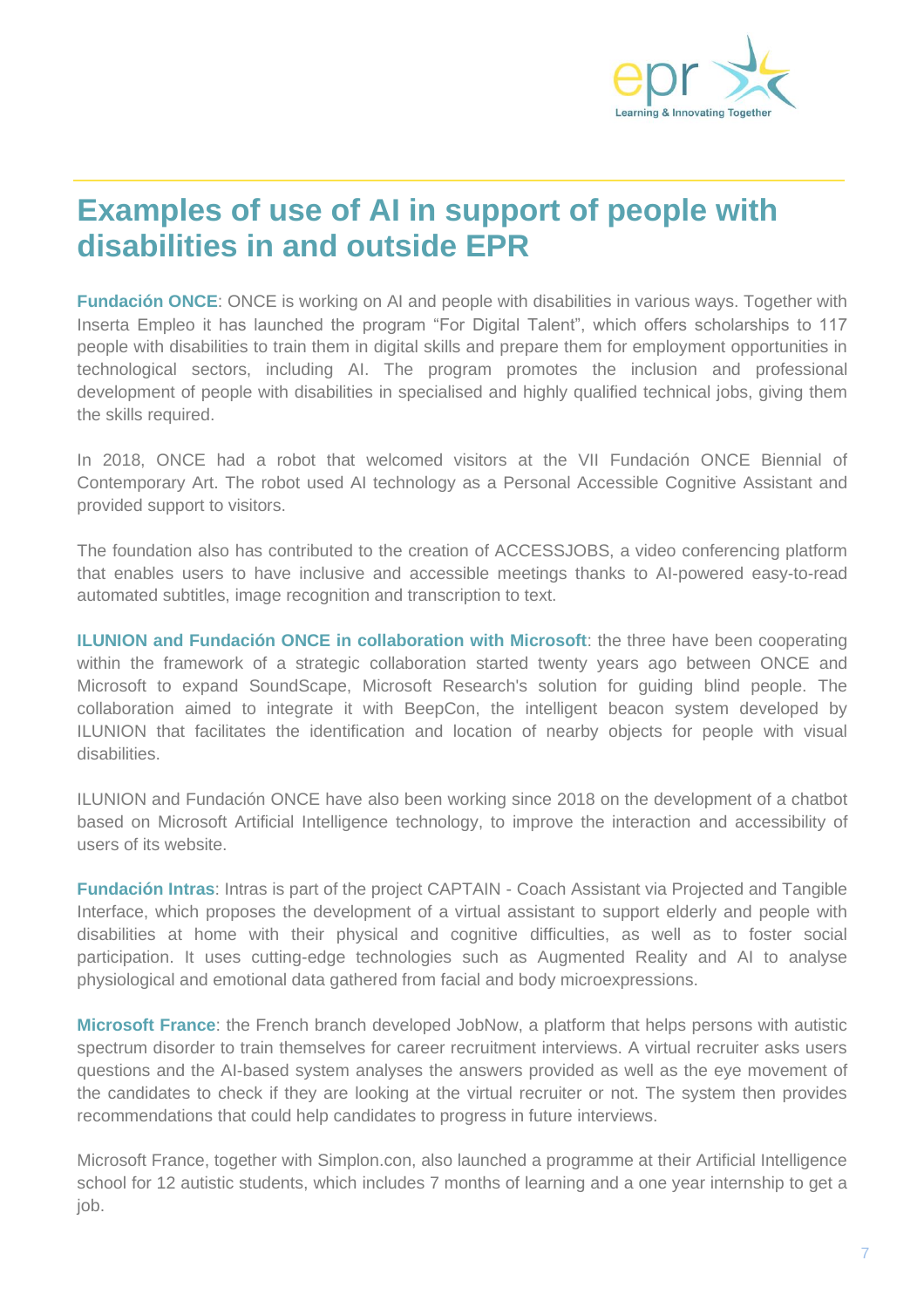# Examples of use of AI in support of people with disabilities in and outside EPR

**Fundación ONCE**: ONCE is working on AI and people with disabilities in various ways. Together with Inserta Empleo it has launched the program "For Digital Talent", which offers scholarships to 117 people with disabilities to train them in digital skills and prepare them for employment opportunities in technological sectors, including AI. The program promotes the inclusion and professional development of people with disabilities in specialised and highly qualified technical jobs, giving them the skills required.

In 2018, ONCE had a robot that welcomed visitors at the VII Fundación ONCE Biennial of Contemporary Art. The robot used AI technology as a Personal Accessible Cognitive Assistant and provided support to visitors.

The foundation also has contributed to the creation of ACCESSJOBS, a video conferencing platform that enables users to have inclusive and accessible meetings thanks to AI-powered easy-to-read automated subtitles, image recognition and transcription to text.

**ILUNION and Fundación ONCE in collaboration with Microsoft**: the three have been cooperating within the framework of a strategic collaboration started twenty years ago between ONCE and Microsoft to expand SoundScape, Microsoft Research's solution for guiding blind people. The collaboration aimed to integrate it with BeepCon, the intelligent beacon system developed by ILUNION that facilitates the identification and location of nearby objects for people with visual disabilities.

ILUNION and Fundación ONCE have also been working since 2018 on the development of a chatbot based on Microsoft Artificial Intelligence technology, to improve the interaction and accessibility of users of its website.

**Fundación Intras**: Intras is part of the project CAPTAIN - Coach Assistant via Projected and Tangible Interface, which proposes the development of a virtual assistant to support elderly and people with disabilities at home with their physical and cognitive difficulties, as well as to foster social participation. It uses cutting-edge technologies such as Augmented Reality and AI to analyse physiological and emotional data gathered from facial and body microexpressions.

**Microsoft France**: the French branch developed JobNow, a platform that helps persons with autistic spectrum disorder to train themselves for career recruitment interviews. A virtual recruiter asks users questions and the AI-based system analyses the answers provided as well as the eye movement of the candidates to check if they are looking at the virtual recruiter or not. The system then provides recommendations that could help candidates to progress in future interviews.

Microsoft France, together with Simplon.con, also launched a programme at their Artificial Intelligence school for 12 autistic students, which includes 7 months of learning and a one year internship to get a job.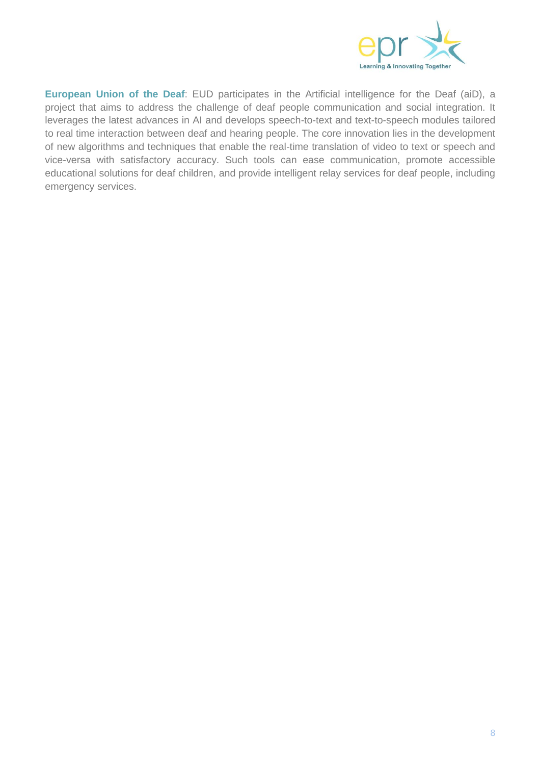**European Union of the Deaf**: EUD participates in the Artificial intelligence for the Deaf (aiD), a project that aims to address the challenge of deaf people communication and social integration. It leverages the latest advances in AI and develops speech-to-text and text-to-speech modules tailored to real time interaction between deaf and hearing people. The core innovation lies in the development of new algorithms and techniques that enable the real-time translation of video to text or speech and vice-versa with satisfactory accuracy. Such tools can ease communication, promote accessible educational solutions for deaf children, and provide intelligent relay services for deaf people, including emergency services.